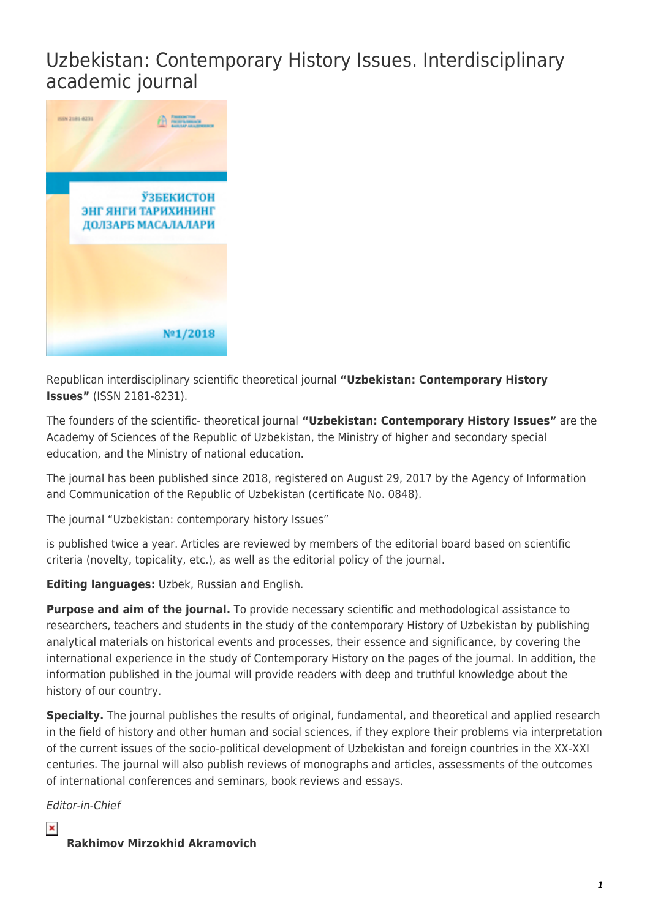# Uzbekistan: Contemporary History Issues. Interdisciplinary academic journal

Republican interdisciplinary scientific theoretical journal **“Uzbekistan: Contemporary History Issues”** (ISSN 2181-8231).

The founders of the scientific- theoretical journal **“Uzbekistan: Contemporary History Issues”** are the Academy of Sciences of the Republic of Uzbekistan, the Ministry of higher and secondary special education, and the Ministry of national education.

The journal has been published since 2018, registered on August 29, 2017 by the Agency of Information and Communication of the Republic of Uzbekistan (certificate No. 0848).

The journal “Uzbekistan: contemporary history Issues”

is published twice a year. Articles are reviewed by members of the editorial board based on scientific criteria (novelty, topicality, etc.), as well as the editorial policy of the journal.

**Editing languages:** Uzbek, Russian and English.

**Purpose and aim of the journal.** To provide necessary scientific and methodological assistance to researchers, teachers and students in the study of the contemporary History of Uzbekistan by publishing analytical materials on historical events and processes, their essence and significance, by covering the international experience in the study of Contemporary History on the pages of the journal. In addition, the information published in the journal will provide readers with deep and truthful knowledge about the history of our country.

**Specialty.** The journal publishes the results of original, fundamental, and theoretical and applied research in the field of history and other human and social sciences, if they explore their problems via interpretation of the current issues of the socio-political development of Uzbekistan and foreign countries in the XX-XXI centuries. The journal will also publish reviews of monographs and articles, assessments of the outcomes of international conferences and seminars, book reviews and essays.

*Editor-in-Chief*

**Rakhimov Mirzokhid Akramovich**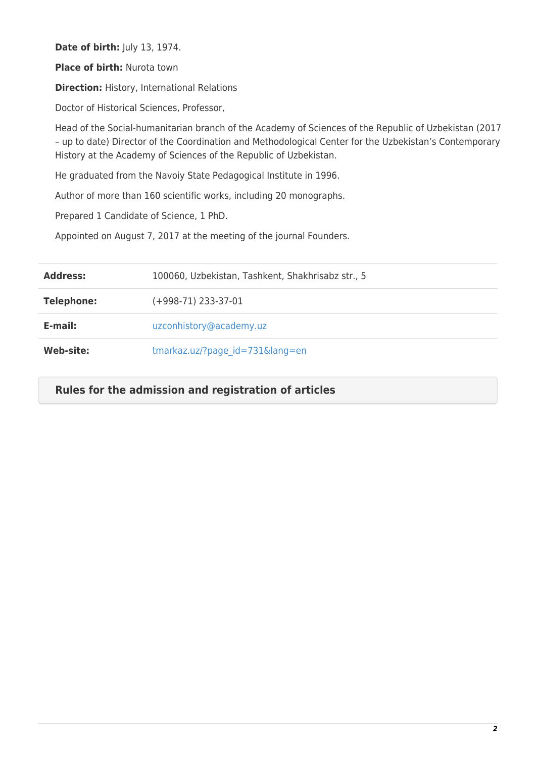**Date of birth:** July 13, 1974.

**Place of birth:** Nurota town

**Direction:** History, International Relations

Doctor of Historical Sciences, Professor,

Head of the Social-humanitarian branch of the Academy of Sciences of the Republic of Uzbekistan (2017 – up to date) Director of the Coordination and Methodological Center for the Uzbekistan's Contemporary History at the Academy of Sciences of the Republic of Uzbekistan.

He graduated from the Navoiy State Pedagogical Institute in 1996.

Author of more than 160 scientific works, including 20 monographs.

Prepared 1 Candidate of Science, 1 PhD.

Appointed on August 7, 2017 at the meeting of the journal Founders.

| | |
|---|---|
| **Address:** | 100060, Uzbekistan, Tashkent, Shakhrisabz str., 5 |
| **Telephone:** | (+998-71) 233-37-01 |
| **E-mail:** | uzconhistory@academy.uz |
| **Web-site:** | tmarkaz.uz/?page_id=731&lang=en |

**Rules for the admission and registration of articles**